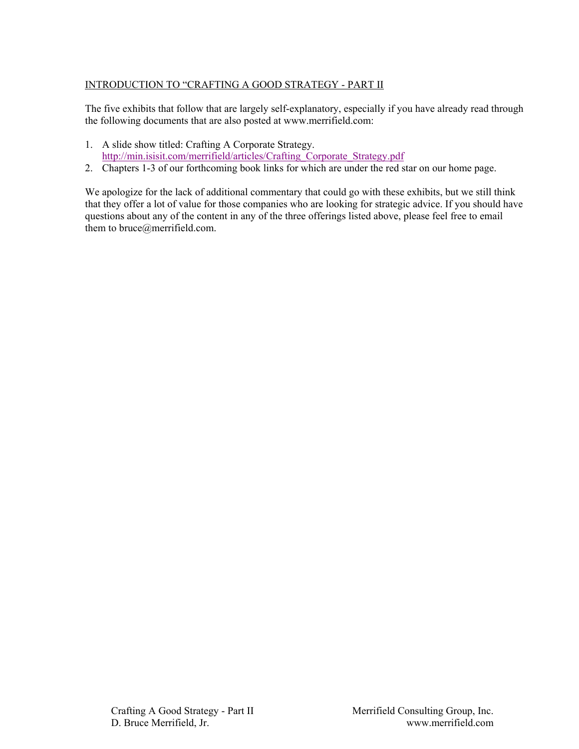INTRODUCTION TO "CRAFTING A GOOD STRATEGY - PART II

The five exhibits that follow that are largely self-explanatory, especially if you have already read through the following documents that are also posted at www.merrifield.com:

1. A slide show titled: Crafting A Corporate Strategy. http://min.isisit.com/merrifield/articles/Crafting_Corporate_Strategy.pdf
2. Chapters 1-3 of our forthcoming book links for which are under the red star on our home page.

We apologize for the lack of additional commentary that could go with these exhibits, but we still think that they offer a lot of value for those companies who are looking for strategic advice. If you should have questions about any of the content in any of the three offerings listed above, please feel free to email them to bruce@merrifield.com.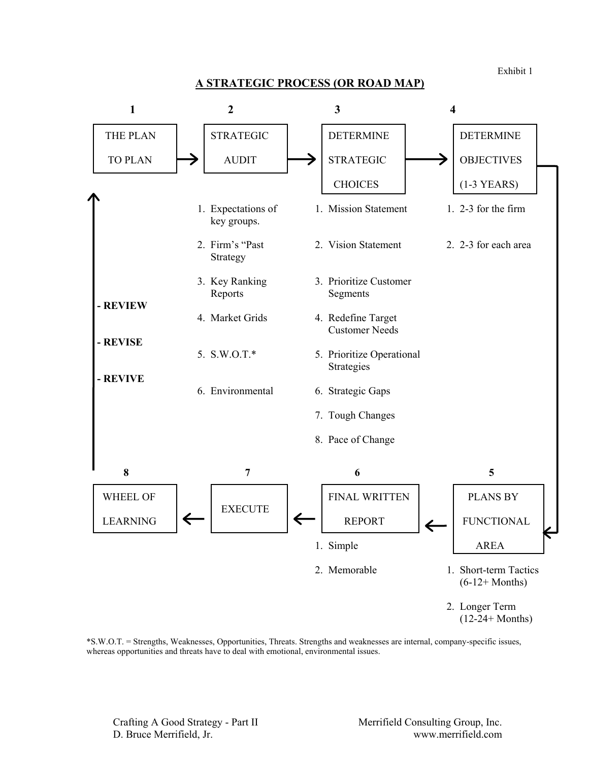Exhibit 1

## A STRATEGIC PROCESS (OR ROAD MAP)

**1** THE PLAN TO PLAN → **2** STRATEGIC AUDIT → **3** DETERMINE STRATEGIC CHOICES → **4** DETERMINE OBJECTIVES (1-3 YEARS) → **5** PLANS BY FUNCTIONAL AREA → **6** FINAL WRITTEN REPORT → **7** EXECUTE → **8** WHEEL OF LEARNING → (back to 1)

- REVIEW
- REVISE
- REVIVE

**2 STRATEGIC AUDIT**

1. Expectations of key groups.
2. Firm's "Past Strategy
3. Key Ranking Reports
4. Market Grids
5. S.W.O.T.*
6. Environmental

**3 DETERMINE STRATEGIC CHOICES**

1. Mission Statement
2. Vision Statement
3. Prioritize Customer Segments
4. Redefine Target Customer Needs
5. Prioritize Operational Strategies
6. Strategic Gaps
7. Tough Changes
8. Pace of Change

**4 DETERMINE OBJECTIVES (1-3 YEARS)**

1. 2-3 for the firm
2. 2-3 for each area

**5 PLANS BY FUNCTIONAL AREA**

1. Short-term Tactics (6-12+ Months)
2. Longer Term (12-24+ Months)

**6 FINAL WRITTEN REPORT**

1. Simple
2. Memorable

**7 EXECUTE**

**8 WHEEL OF LEARNING**

*S.W.O.T. = Strengths, Weaknesses, Opportunities, Threats. Strengths and weaknesses are internal, company-specific issues, whereas opportunities and threats have to deal with emotional, environmental issues.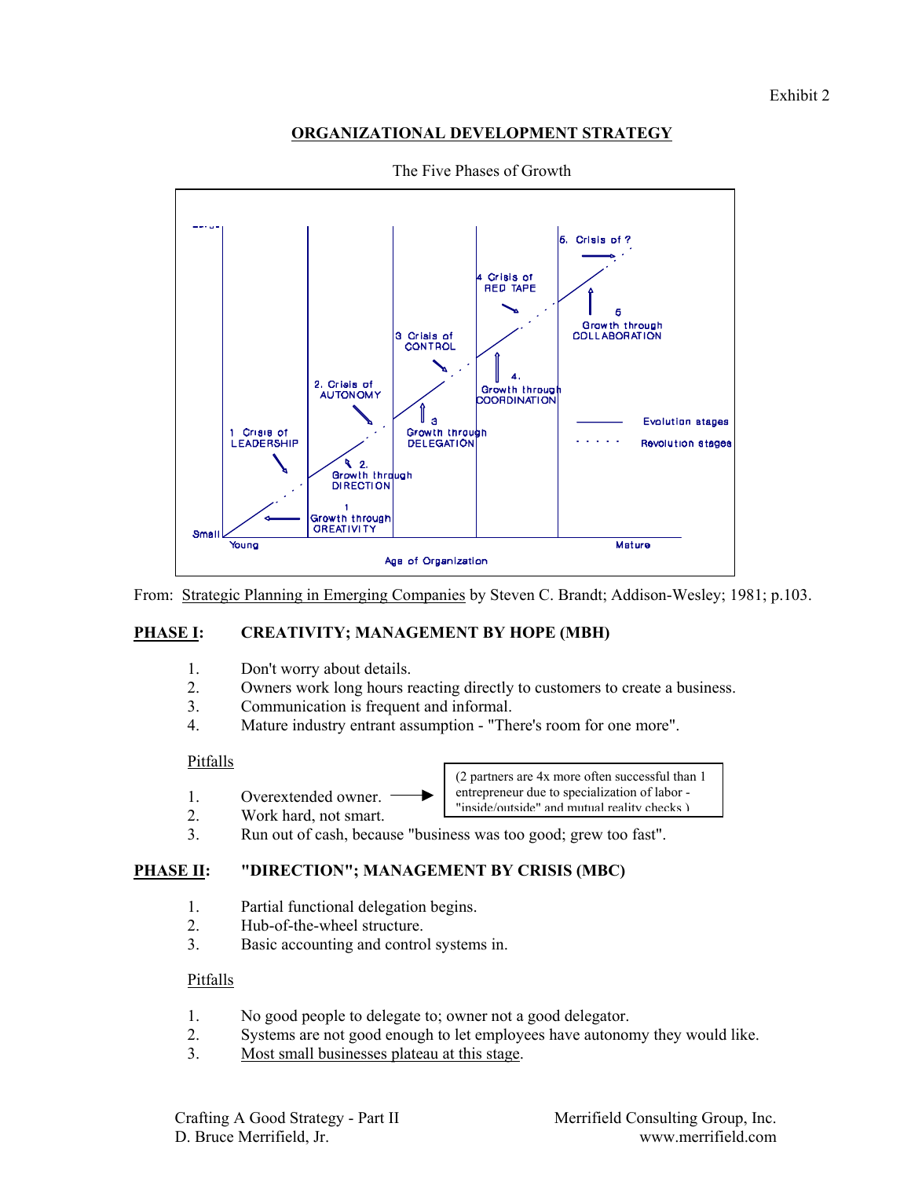Exhibit 2

## ORGANIZATIONAL DEVELOPMENT STRATEGY

The Five Phases of Growth

From: Strategic Planning in Emerging Companies by Steven C. Brandt; Addison-Wesley; 1981; p.103.

### PHASE I: CREATIVITY; MANAGEMENT BY HOPE (MBH)

1. Don't worry about details.
2. Owners work long hours reacting directly to customers to create a business.
3. Communication is frequent and informal.
4. Mature industry entrant assumption - "There's room for one more".

Pitfalls

1. Overextended owner. → (2 partners are 4x more often successful than 1 entrepreneur due to specialization of labor - "inside/outside" and mutual reality checks.)
2. Work hard, not smart.
3. Run out of cash, because "business was too good; grew too fast".

### PHASE II: "DIRECTION"; MANAGEMENT BY CRISIS (MBC)

1. Partial functional delegation begins.
2. Hub-of-the-wheel structure.
3. Basic accounting and control systems in.

Pitfalls

1. No good people to delegate to; owner not a good delegator.
2. Systems are not good enough to let employees have autonomy they would like.
3. Most small businesses plateau at this stage.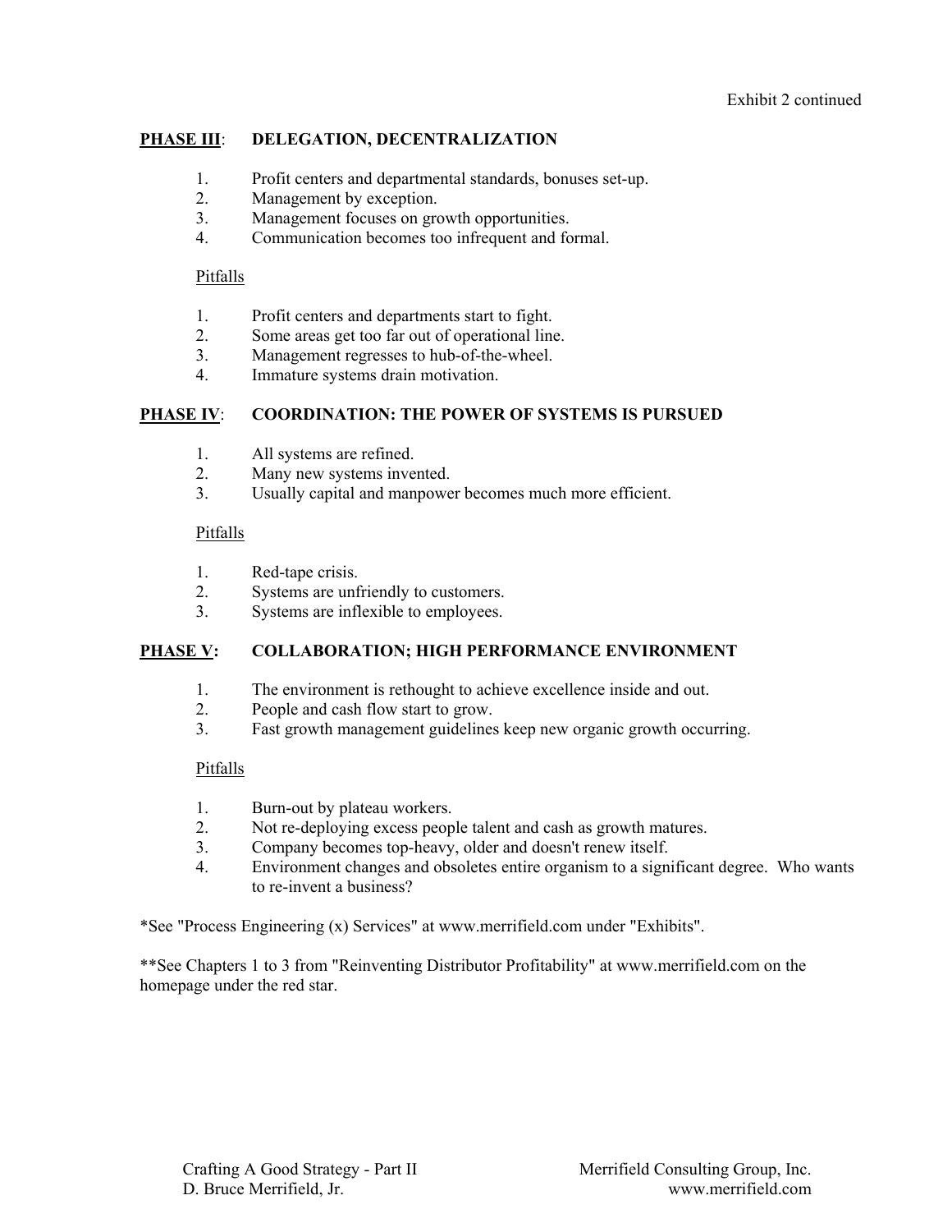Exhibit 2 continued

**<u>PHASE III</u>: DELEGATION, DECENTRALIZATION**

1. Profit centers and departmental standards, bonuses set-up.
2. Management by exception.
3. Management focuses on growth opportunities.
4. Communication becomes too infrequent and formal.

<u>Pitfalls</u>

1. Profit centers and departments start to fight.
2. Some areas get too far out of operational line.
3. Management regresses to hub-of-the-wheel.
4. Immature systems drain motivation.

**<u>PHASE IV</u>: COORDINATION: THE POWER OF SYSTEMS IS PURSUED**

1. All systems are refined.
2. Many new systems invented.
3. Usually capital and manpower becomes much more efficient.

<u>Pitfalls</u>

1. Red-tape crisis.
2. Systems are unfriendly to customers.
3. Systems are inflexible to employees.

**<u>PHASE V</u>: COLLABORATION; HIGH PERFORMANCE ENVIRONMENT**

1. The environment is rethought to achieve excellence inside and out.
2. People and cash flow start to grow.
3. Fast growth management guidelines keep new organic growth occurring.

<u>Pitfalls</u>

1. Burn-out by plateau workers.
2. Not re-deploying excess people talent and cash as growth matures.
3. Company becomes top-heavy, older and doesn't renew itself.
4. Environment changes and obsoletes entire organism to a significant degree. Who wants to re-invent a business?

*See "Process Engineering (x) Services" at www.merrifield.com under "Exhibits".

**See Chapters 1 to 3 from "Reinventing Distributor Profitability" at www.merrifield.com on the homepage under the red star.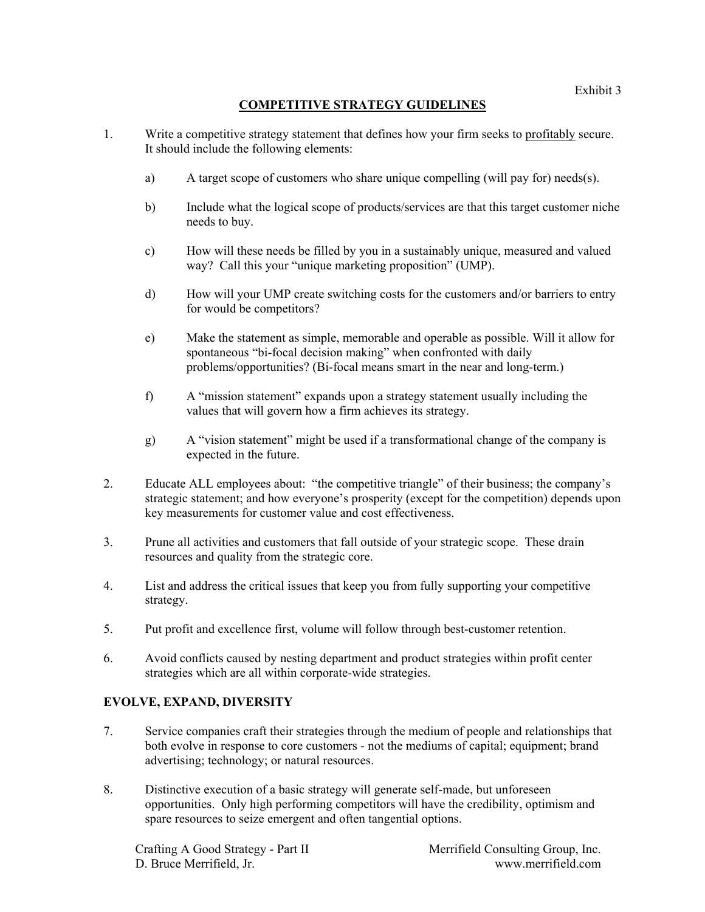Exhibit 3

## COMPETITIVE STRATEGY GUIDELINES

1. Write a competitive strategy statement that defines how your firm seeks to profitably secure. It should include the following elements:

   a) A target scope of customers who share unique compelling (will pay for) needs(s).

   b) Include what the logical scope of products/services are that this target customer niche needs to buy.

   c) How will these needs be filled by you in a sustainably unique, measured and valued way? Call this your "unique marketing proposition" (UMP).

   d) How will your UMP create switching costs for the customers and/or barriers to entry for would be competitors?

   e) Make the statement as simple, memorable and operable as possible. Will it allow for spontaneous "bi-focal decision making" when confronted with daily problems/opportunities? (Bi-focal means smart in the near and long-term.)

   f) A "mission statement" expands upon a strategy statement usually including the values that will govern how a firm achieves its strategy.

   g) A "vision statement" might be used if a transformational change of the company is expected in the future.

2. Educate ALL employees about: "the competitive triangle" of their business; the company's strategic statement; and how everyone's prosperity (except for the competition) depends upon key measurements for customer value and cost effectiveness.

3. Prune all activities and customers that fall outside of your strategic scope. These drain resources and quality from the strategic core.

4. List and address the critical issues that keep you from fully supporting your competitive strategy.

5. Put profit and excellence first, volume will follow through best-customer retention.

6. Avoid conflicts caused by nesting department and product strategies within profit center strategies which are all within corporate-wide strategies.

### EVOLVE, EXPAND, DIVERSITY

7. Service companies craft their strategies through the medium of people and relationships that both evolve in response to core customers - not the mediums of capital; equipment; brand advertising; technology; or natural resources.

8. Distinctive execution of a basic strategy will generate self-made, but unforeseen opportunities. Only high performing competitors will have the credibility, optimism and spare resources to seize emergent and often tangential options.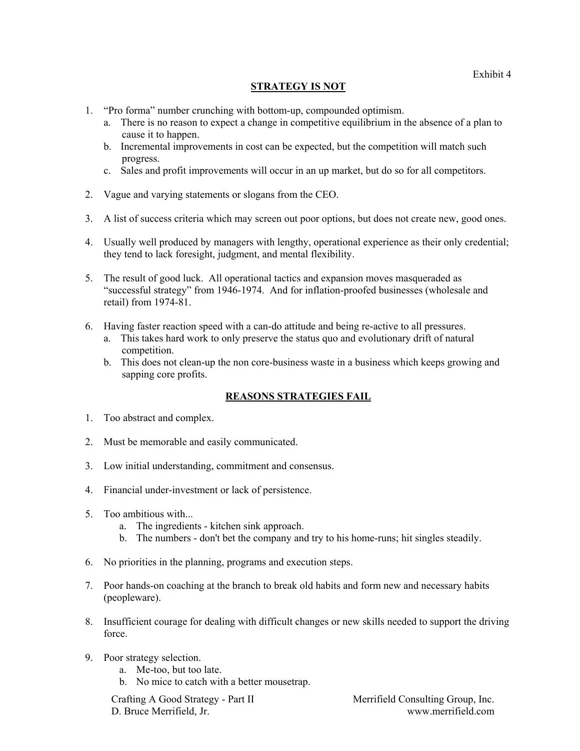Exhibit 4

## STRATEGY IS NOT

1. "Pro forma" number crunching with bottom-up, compounded optimism.
    a. There is no reason to expect a change in competitive equilibrium in the absence of a plan to cause it to happen.
    b. Incremental improvements in cost can be expected, but the competition will match such progress.
    c. Sales and profit improvements will occur in an up market, but do so for all competitors.

2. Vague and varying statements or slogans from the CEO.

3. A list of success criteria which may screen out poor options, but does not create new, good ones.

4. Usually well produced by managers with lengthy, operational experience as their only credential; they tend to lack foresight, judgment, and mental flexibility.

5. The result of good luck. All operational tactics and expansion moves masqueraded as "successful strategy" from 1946-1974. And for inflation-proofed businesses (wholesale and retail) from 1974-81.

6. Having faster reaction speed with a can-do attitude and being re-active to all pressures.
    a. This takes hard work to only preserve the status quo and evolutionary drift of natural competition.
    b. This does not clean-up the non core-business waste in a business which keeps growing and sapping core profits.

## REASONS STRATEGIES FAIL

1. Too abstract and complex.

2. Must be memorable and easily communicated.

3. Low initial understanding, commitment and consensus.

4. Financial under-investment or lack of persistence.

5. Too ambitious with...
    a. The ingredients - kitchen sink approach.
    b. The numbers - don't bet the company and try to his home-runs; hit singles steadily.

6. No priorities in the planning, programs and execution steps.

7. Poor hands-on coaching at the branch to break old habits and form new and necessary habits (peopleware).

8. Insufficient courage for dealing with difficult changes or new skills needed to support the driving force.

9. Poor strategy selection.
    a. Me-too, but too late.
    b. No mice to catch with a better mousetrap.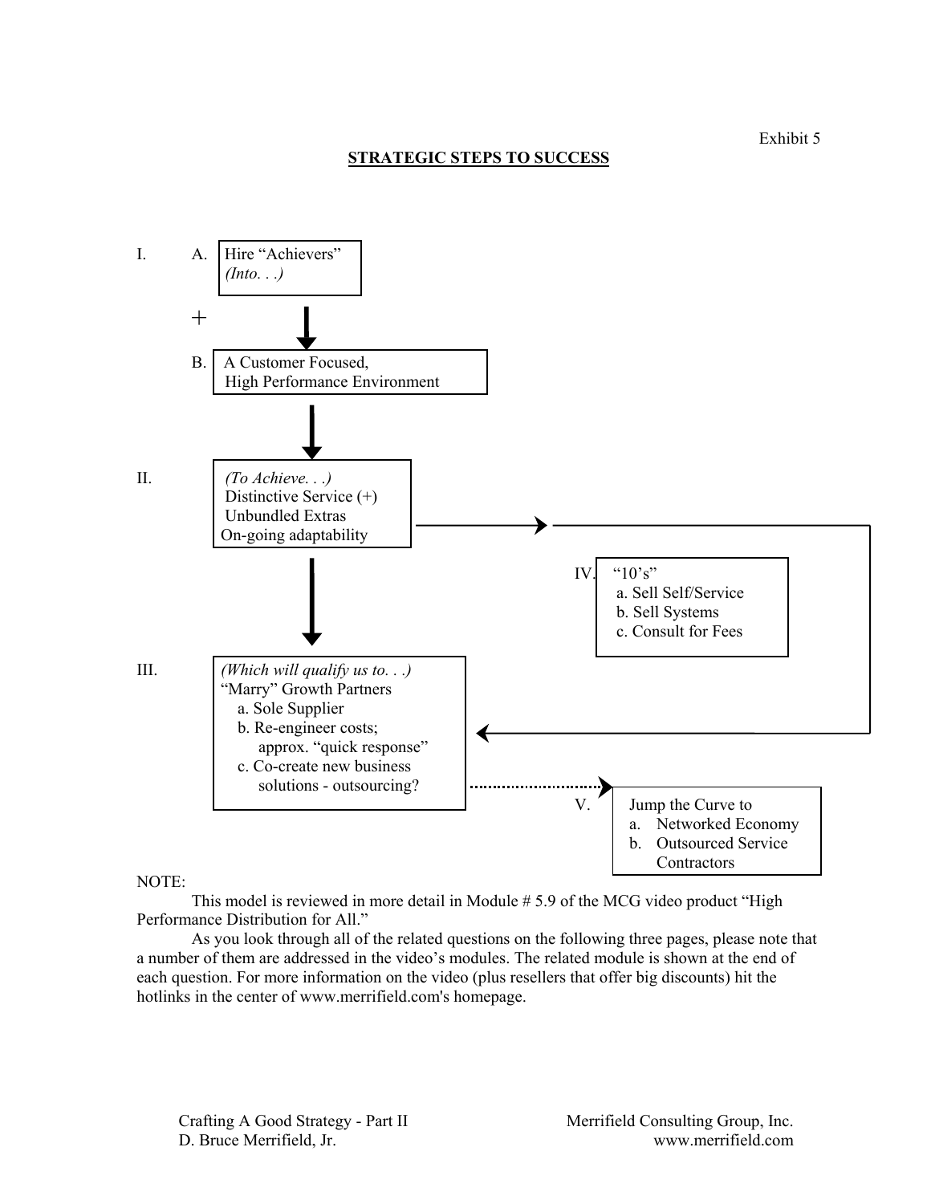Exhibit 5

## STRATEGIC STEPS TO SUCCESS

I. A. Hire "Achievers"
*(Into. . .)*

+

B. A Customer Focused, High Performance Environment

II. *(To Achieve. . .)*
Distinctive Service (+)
Unbundled Extras
On-going adaptability

III. *(Which will qualify us to. . .)*
"Marry" Growth Partners
- a. Sole Supplier
- b. Re-engineer costs; approx. "quick response"
- c. Co-create new business solutions - outsourcing?

IV. "10's"
- a. Sell Self/Service
- b. Sell Systems
- c. Consult for Fees

V. Jump the Curve to
- a. Networked Economy
- b. Outsourced Service Contractors

NOTE:

This model is reviewed in more detail in Module # 5.9 of the MCG video product "High Performance Distribution for All."

As you look through all of the related questions on the following three pages, please note that a number of them are addressed in the video's modules. The related module is shown at the end of each question. For more information on the video (plus resellers that offer big discounts) hit the hotlinks in the center of www.merrifield.com's homepage.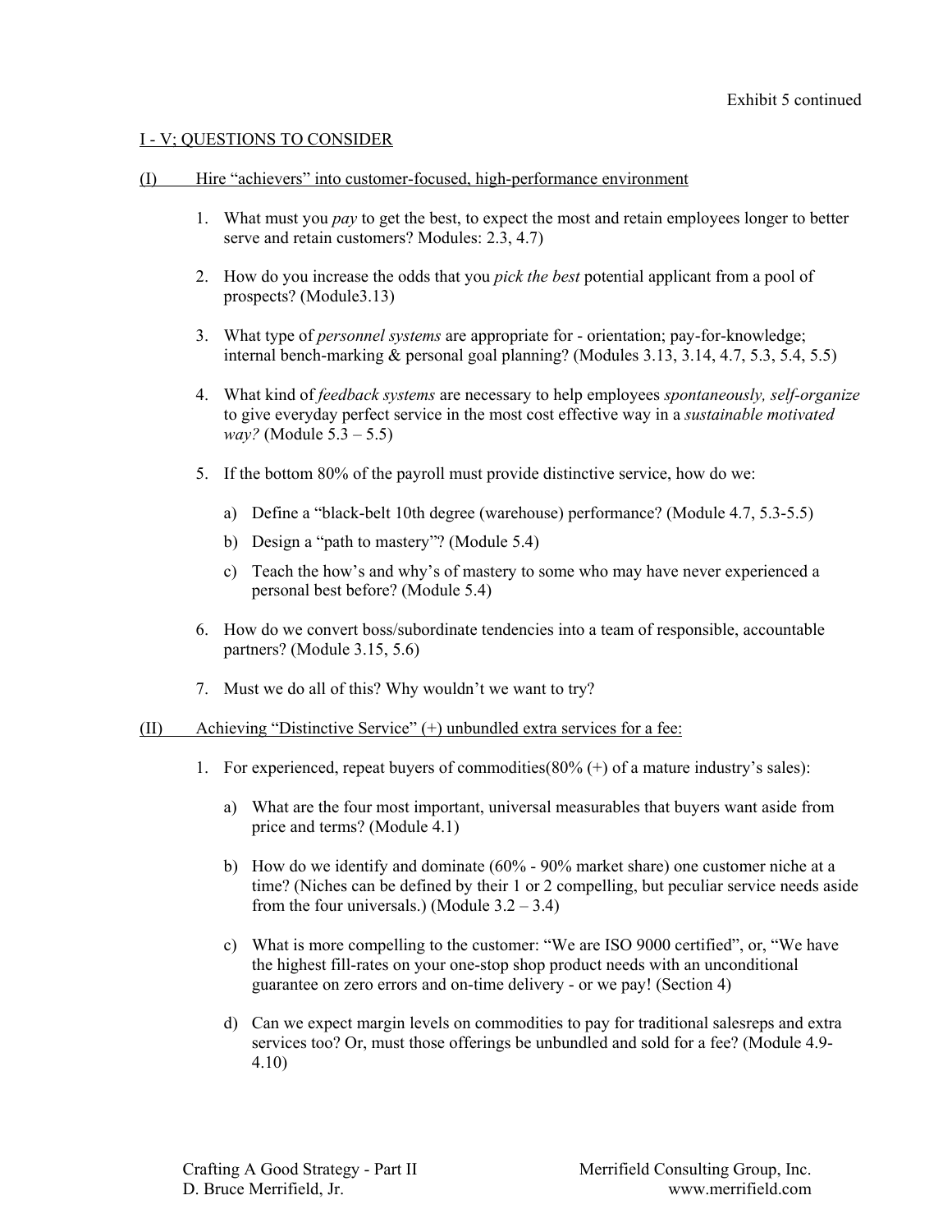Exhibit 5 continued

I - V; QUESTIONS TO CONSIDER

(I) Hire "achievers" into customer-focused, high-performance environment

1. What must you *pay* to get the best, to expect the most and retain employees longer to better serve and retain customers? Modules: 2.3, 4.7)
2. How do you increase the odds that you *pick the best* potential applicant from a pool of prospects? (Module3.13)
3. What type of *personnel systems* are appropriate for - orientation; pay-for-knowledge; internal bench-marking & personal goal planning? (Modules 3.13, 3.14, 4.7, 5.3, 5.4, 5.5)
4. What kind of *feedback systems* are necessary to help employees *spontaneously, self-organize* to give everyday perfect service in the most cost effective way in a *sustainable motivated way?* (Module 5.3 – 5.5)
5. If the bottom 80% of the payroll must provide distinctive service, how do we:
    a) Define a "black-belt 10th degree (warehouse) performance? (Module 4.7, 5.3-5.5)
    b) Design a "path to mastery"? (Module 5.4)
    c) Teach the how's and why's of mastery to some who may have never experienced a personal best before? (Module 5.4)
6. How do we convert boss/subordinate tendencies into a team of responsible, accountable partners? (Module 3.15, 5.6)
7. Must we do all of this? Why wouldn't we want to try?

(II) Achieving "Distinctive Service" (+) unbundled extra services for a fee:

1. For experienced, repeat buyers of commodities(80% (+) of a mature industry's sales):
    a) What are the four most important, universal measurables that buyers want aside from price and terms? (Module 4.1)
    b) How do we identify and dominate (60% - 90% market share) one customer niche at a time? (Niches can be defined by their 1 or 2 compelling, but peculiar service needs aside from the four universals.) (Module 3.2 – 3.4)
    c) What is more compelling to the customer: "We are ISO 9000 certified", or, "We have the highest fill-rates on your one-stop shop product needs with an unconditional guarantee on zero errors and on-time delivery - or we pay! (Section 4)
    d) Can we expect margin levels on commodities to pay for traditional salesreps and extra services too? Or, must those offerings be unbundled and sold for a fee? (Module 4.9-4.10)

Crafting A Good Strategy - Part II
D. Bruce Merrifield, Jr.

Merrifield Consulting Group, Inc.
www.merrifield.com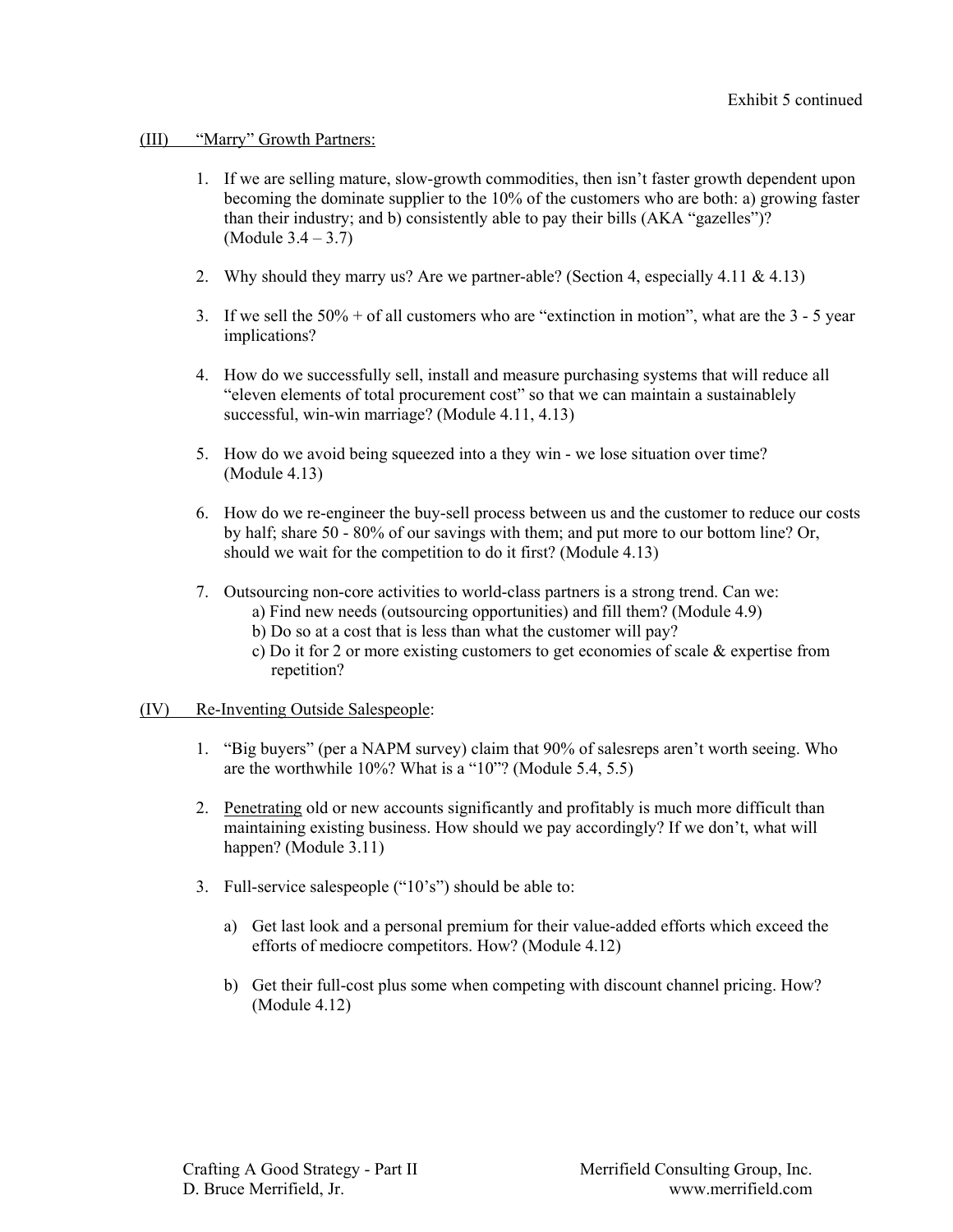Exhibit 5 continued

(III) <u>"Marry" Growth Partners:</u>

1. If we are selling mature, slow-growth commodities, then isn't faster growth dependent upon becoming the dominate supplier to the 10% of the customers who are both: a) growing faster than their industry; and b) consistently able to pay their bills (AKA "gazelles")? (Module 3.4 – 3.7)

2. Why should they marry us? Are we partner-able? (Section 4, especially 4.11 & 4.13)

3. If we sell the 50% + of all customers who are "extinction in motion", what are the 3 - 5 year implications?

4. How do we successfully sell, install and measure purchasing systems that will reduce all "eleven elements of total procurement cost" so that we can maintain a sustainablely successful, win-win marriage? (Module 4.11, 4.13)

5. How do we avoid being squeezed into a they win - we lose situation over time? (Module 4.13)

6. How do we re-engineer the buy-sell process between us and the customer to reduce our costs by half; share 50 - 80% of our savings with them; and put more to our bottom line? Or, should we wait for the competition to do it first? (Module 4.13)

7. Outsourcing non-core activities to world-class partners is a strong trend. Can we:
   a) Find new needs (outsourcing opportunities) and fill them? (Module 4.9)
   b) Do so at a cost that is less than what the customer will pay?
   c) Do it for 2 or more existing customers to get economies of scale & expertise from repetition?

(IV) <u>Re-Inventing Outside Salespeople</u>:

1. "Big buyers" (per a NAPM survey) claim that 90% of salesreps aren't worth seeing. Who are the worthwhile 10%? What is a "10"? (Module 5.4, 5.5)

2. <u>Penetrating</u> old or new accounts significantly and profitably is much more difficult than maintaining existing business. How should we pay accordingly? If we don't, what will happen? (Module 3.11)

3. Full-service salespeople ("10's") should be able to:

   a) Get last look and a personal premium for their value-added efforts which exceed the efforts of mediocre competitors. How? (Module 4.12)

   b) Get their full-cost plus some when competing with discount channel pricing. How? (Module 4.12)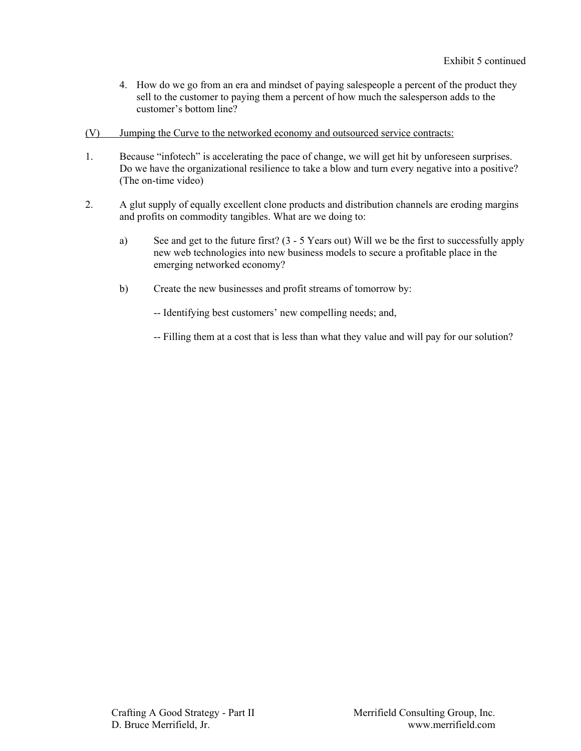Exhibit 5 continued

4. How do we go from an era and mindset of paying salespeople a percent of the product they sell to the customer to paying them a percent of how much the salesperson adds to the customer's bottom line?

(V) Jumping the Curve to the networked economy and outsourced service contracts:

1. Because "infotech" is accelerating the pace of change, we will get hit by unforeseen surprises. Do we have the organizational resilience to take a blow and turn every negative into a positive? (The on-time video)

2. A glut supply of equally excellent clone products and distribution channels are eroding margins and profits on commodity tangibles. What are we doing to:

   a) See and get to the future first? (3 - 5 Years out) Will we be the first to successfully apply new web technologies into new business models to secure a profitable place in the emerging networked economy?

   b) Create the new businesses and profit streams of tomorrow by:

      -- Identifying best customers' new compelling needs; and,

      -- Filling them at a cost that is less than what they value and will pay for our solution?